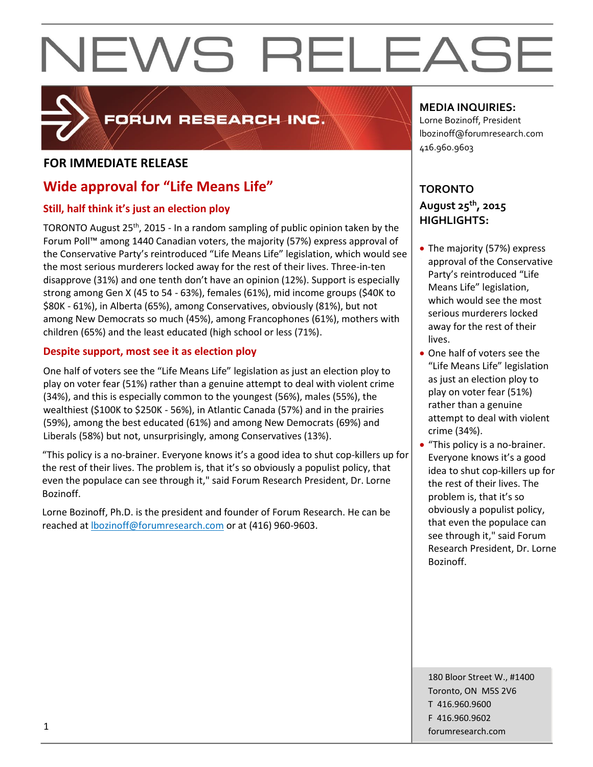# NEWS RELEASE

FORUM RESEARCH INC.

**MEDIA INQUIRIES:**
Lorne Bozinoff, President
lbozinoff@forumresearch.com
416.960.9603

**FOR IMMEDIATE RELEASE**

## Wide approval for "Life Means Life"

### Still, half think it's just an election ploy

TORONTO August 25th, 2015 - In a random sampling of public opinion taken by the Forum Poll™ among 1440 Canadian voters, the majority (57%) express approval of the Conservative Party's reintroduced "Life Means Life" legislation, which would see the most serious murderers locked away for the rest of their lives. Three-in-ten disapprove (31%) and one tenth don't have an opinion (12%). Support is especially strong among Gen X (45 to 54 - 63%), females (61%), mid income groups ($40K to $80K - 61%), in Alberta (65%), among Conservatives, obviously (81%), but not among New Democrats so much (45%), among Francophones (61%), mothers with children (65%) and the least educated (high school or less (71%).

### Despite support, most see it as election ploy

One half of voters see the "Life Means Life" legislation as just an election ploy to play on voter fear (51%) rather than a genuine attempt to deal with violent crime (34%), and this is especially common to the youngest (56%), males (55%), the wealthiest ($100K to $250K - 56%), in Atlantic Canada (57%) and in the prairies (59%), among the best educated (61%) and among New Democrats (69%) and Liberals (58%) but not, unsurprisingly, among Conservatives (13%).

"This policy is a no-brainer. Everyone knows it's a good idea to shut cop-killers up for the rest of their lives. The problem is, that it's so obviously a populist policy, that even the populace can see through it," said Forum Research President, Dr. Lorne Bozinoff.

Lorne Bozinoff, Ph.D. is the president and founder of Forum Research. He can be reached at lbozinoff@forumresearch.com or at (416) 960-9603.

**TORONTO**
**August 25th, 2015**
**HIGHLIGHTS:**

- The majority (57%) express approval of the Conservative Party's reintroduced "Life Means Life" legislation, which would see the most serious murderers locked away for the rest of their lives.
- One half of voters see the "Life Means Life" legislation as just an election ploy to play on voter fear (51%) rather than a genuine attempt to deal with violent crime (34%).
- "This policy is a no-brainer. Everyone knows it's a good idea to shut cop-killers up for the rest of their lives. The problem is, that it's so obviously a populist policy, that even the populace can see through it," said Forum Research President, Dr. Lorne Bozinoff.

180 Bloor Street W., #1400
Toronto, ON M5S 2V6
T 416.960.9600
F 416.960.9602
forumresearch.com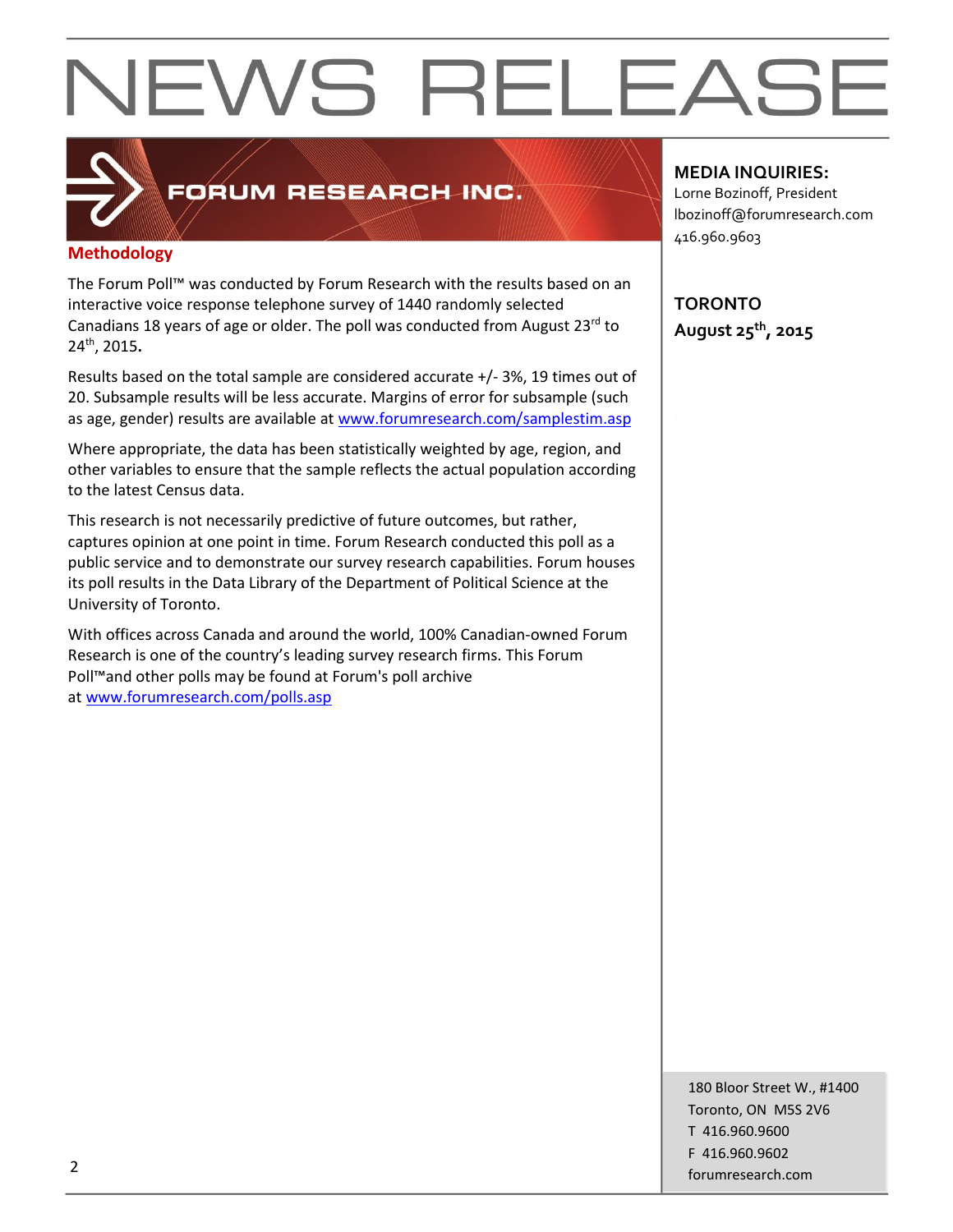# NEWS RELEASE

FORUM RESEARCH INC.

**MEDIA INQUIRIES:**
Lorne Bozinoff, President
lbozinoff@forumresearch.com
416.960.9603

**TORONTO**
**August 25th, 2015**

## Methodology

The Forum Poll™ was conducted by Forum Research with the results based on an interactive voice response telephone survey of 1440 randomly selected Canadians 18 years of age or older. The poll was conducted from August 23rd to 24th, 2015**.**

Results based on the total sample are considered accurate +/- 3%, 19 times out of 20. Subsample results will be less accurate. Margins of error for subsample (such as age, gender) results are available at [www.forumresearch.com/samplestim.asp](www.forumresearch.com/samplestim.asp)

Where appropriate, the data has been statistically weighted by age, region, and other variables to ensure that the sample reflects the actual population according to the latest Census data.

This research is not necessarily predictive of future outcomes, but rather, captures opinion at one point in time. Forum Research conducted this poll as a public service and to demonstrate our survey research capabilities. Forum houses its poll results in the Data Library of the Department of Political Science at the University of Toronto.

With offices across Canada and around the world, 100% Canadian-owned Forum Research is one of the country's leading survey research firms. This Forum Poll™and other polls may be found at Forum's poll archive at [www.forumresearch.com/polls.asp](www.forumresearch.com/polls.asp)

180 Bloor Street W., #1400
Toronto, ON M5S 2V6
T 416.960.9600
F 416.960.9602
forumresearch.com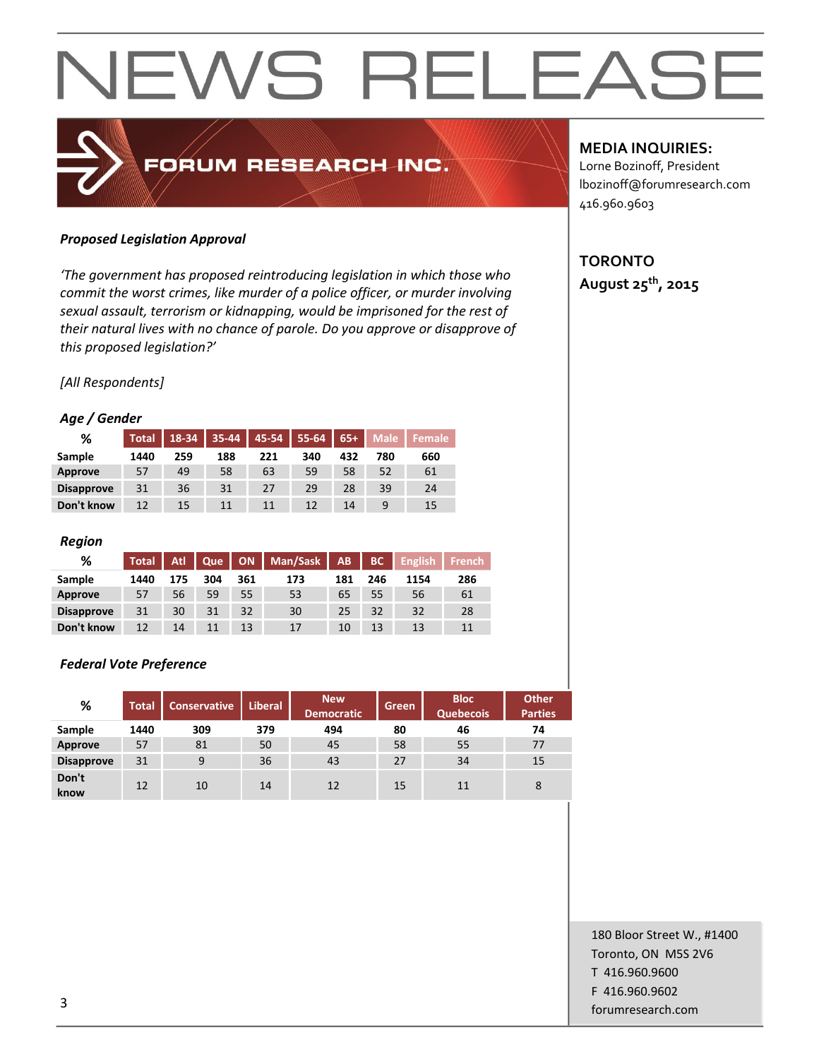# NEWS RELEASE

FORUM RESEARCH INC.

**MEDIA INQUIRIES:**
Lorne Bozinoff, President
lbozinoff@forumresearch.com
416.960.9603

**TORONTO**
**August 25th, 2015**

***Proposed Legislation Approval***

*'The government has proposed reintroducing legislation in which those who commit the worst crimes, like murder of a police officer, or murder involving sexual assault, terrorism or kidnapping, would be imprisoned for the rest of their natural lives with no chance of parole. Do you approve or disapprove of this proposed legislation?'*

*[All Respondents]*

***Age / Gender***

| % | Total | 18-34 | 35-44 | 45-54 | 55-64 | 65+ | Male | Female |
|---|---|---|---|---|---|---|---|---|
| Sample | 1440 | 259 | 188 | 221 | 340 | 432 | 780 | 660 |
| Approve | 57 | 49 | 58 | 63 | 59 | 58 | 52 | 61 |
| Disapprove | 31 | 36 | 31 | 27 | 29 | 28 | 39 | 24 |
| Don't know | 12 | 15 | 11 | 11 | 12 | 14 | 9 | 15 |

***Region***

| % | Total | Atl | Que | ON | Man/Sask | AB | BC | English | French |
|---|---|---|---|---|---|---|---|---|---|
| Sample | 1440 | 175 | 304 | 361 | 173 | 181 | 246 | 1154 | 286 |
| Approve | 57 | 56 | 59 | 55 | 53 | 65 | 55 | 56 | 61 |
| Disapprove | 31 | 30 | 31 | 32 | 30 | 25 | 32 | 32 | 28 |
| Don't know | 12 | 14 | 11 | 13 | 17 | 10 | 13 | 13 | 11 |

***Federal Vote Preference***

| % | Total | Conservative | Liberal | New Democratic | Green | Bloc Quebecois | Other Parties |
|---|---|---|---|---|---|---|---|
| Sample | 1440 | 309 | 379 | 494 | 80 | 46 | 74 |
| Approve | 57 | 81 | 50 | 45 | 58 | 55 | 77 |
| Disapprove | 31 | 9 | 36 | 43 | 27 | 34 | 15 |
| Don't know | 12 | 10 | 14 | 12 | 15 | 11 | 8 |

180 Bloor Street W., #1400
Toronto, ON M5S 2V6
T 416.960.9600
F 416.960.9602
forumresearch.com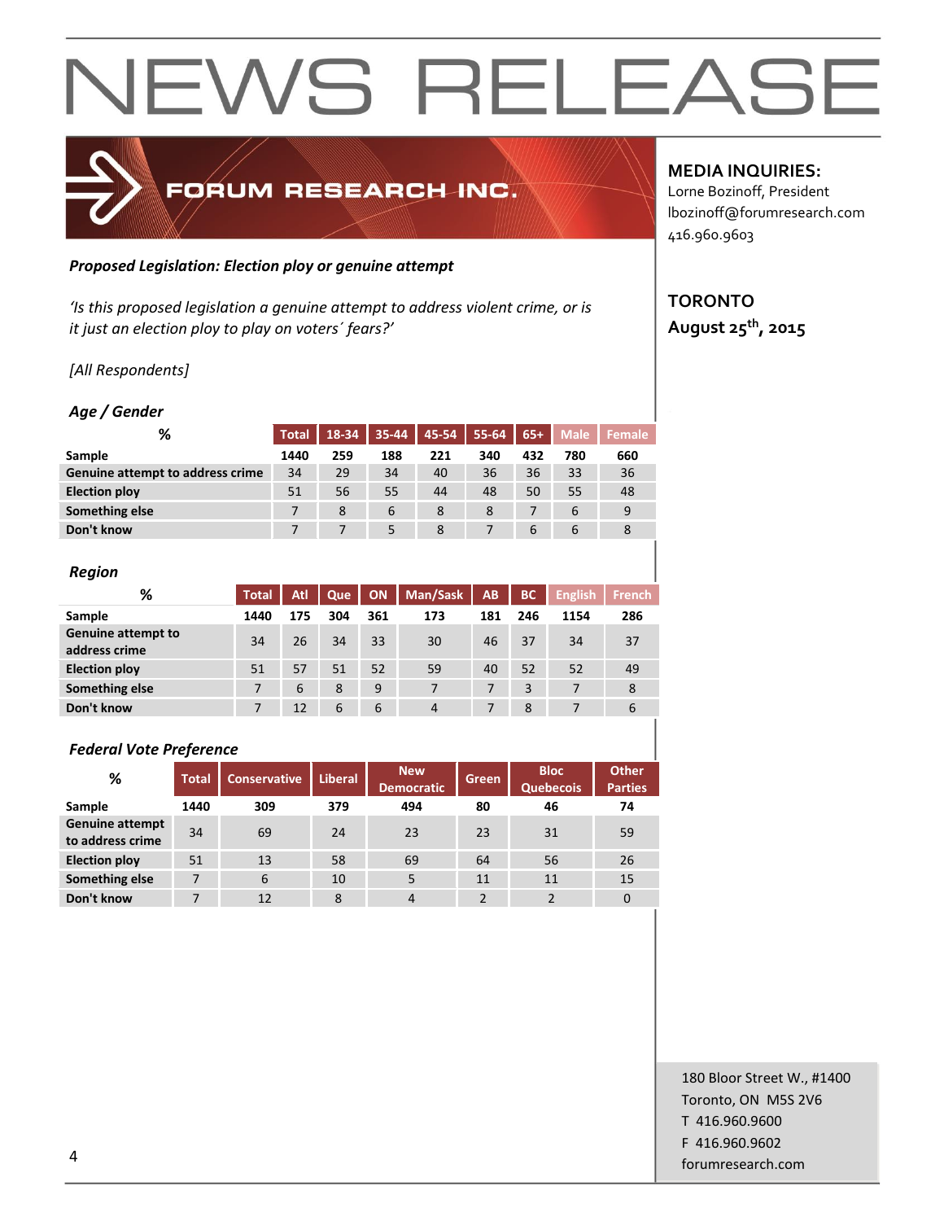# NEWS RELEASE

**FORUM RESEARCH INC.**

**MEDIA INQUIRIES:**
Lorne Bozinoff, President
lbozinoff@forumresearch.com
416.960.9603

**TORONTO**
**August 25th, 2015**

***Proposed Legislation: Election ploy or genuine attempt***

*'Is this proposed legislation a genuine attempt to address violent crime, or is it just an election ploy to play on voters' fears?'*

*[All Respondents]*

### *Age / Gender*

| % | Total | 18-34 | 35-44 | 45-54 | 55-64 | 65+ | Male | Female |
|---|---|---|---|---|---|---|---|---|
| **Sample** | 1440 | 259 | 188 | 221 | 340 | 432 | 780 | 660 |
| **Genuine attempt to address crime** | 34 | 29 | 34 | 40 | 36 | 36 | 33 | 36 |
| **Election ploy** | 51 | 56 | 55 | 44 | 48 | 50 | 55 | 48 |
| **Something else** | 7 | 8 | 6 | 8 | 8 | 7 | 6 | 9 |
| **Don't know** | 7 | 7 | 5 | 8 | 7 | 6 | 6 | 8 |

### *Region*

| % | Total | Atl | Que | ON | Man/Sask | AB | BC | English | French |
|---|---|---|---|---|---|---|---|---|---|
| **Sample** | 1440 | 175 | 304 | 361 | 173 | 181 | 246 | 1154 | 286 |
| **Genuine attempt to address crime** | 34 | 26 | 34 | 33 | 30 | 46 | 37 | 34 | 37 |
| **Election ploy** | 51 | 57 | 51 | 52 | 59 | 40 | 52 | 52 | 49 |
| **Something else** | 7 | 6 | 8 | 9 | 7 | 7 | 3 | 7 | 8 |
| **Don't know** | 7 | 12 | 6 | 6 | 4 | 7 | 8 | 7 | 6 |

### *Federal Vote Preference*

| % | Total | Conservative | Liberal | New Democratic | Green | Bloc Quebecois | Other Parties |
|---|---|---|---|---|---|---|---|
| **Sample** | 1440 | 309 | 379 | 494 | 80 | 46 | 74 |
| **Genuine attempt to address crime** | 34 | 69 | 24 | 23 | 23 | 31 | 59 |
| **Election ploy** | 51 | 13 | 58 | 69 | 64 | 56 | 26 |
| **Something else** | 7 | 6 | 10 | 5 | 11 | 11 | 15 |
| **Don't know** | 7 | 12 | 8 | 4 | 2 | 2 | 0 |

180 Bloor Street W., #1400
Toronto, ON M5S 2V6
T 416.960.9600
F 416.960.9602
forumresearch.com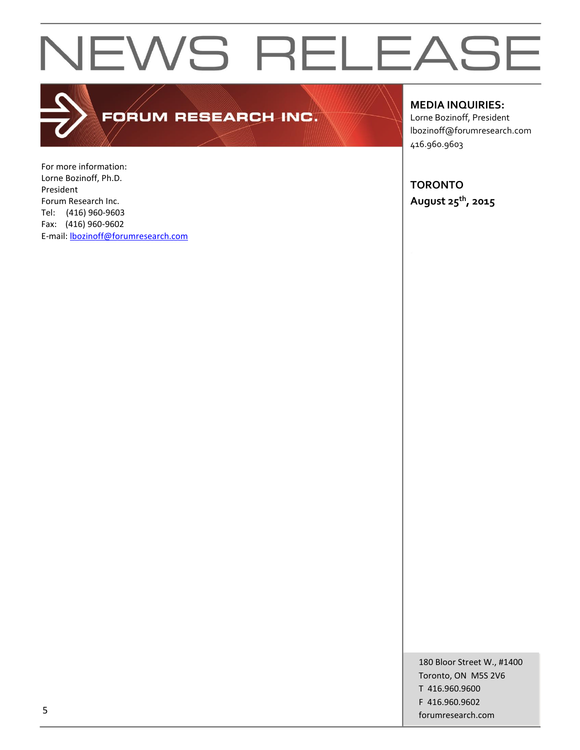# NEWS RELEASE

FORUM RESEARCH INC.

**MEDIA INQUIRIES:**
Lorne Bozinoff, President
lbozinoff@forumresearch.com
416.960.9603

**TORONTO**
**August 25th, 2015**

For more information:
Lorne Bozinoff, Ph.D.
President
Forum Research Inc.
Tel: (416) 960-9603
Fax: (416) 960-9602
E-mail: lbozinoff@forumresearch.com

180 Bloor Street W., #1400
Toronto, ON M5S 2V6
T 416.960.9600
F 416.960.9602
forumresearch.com